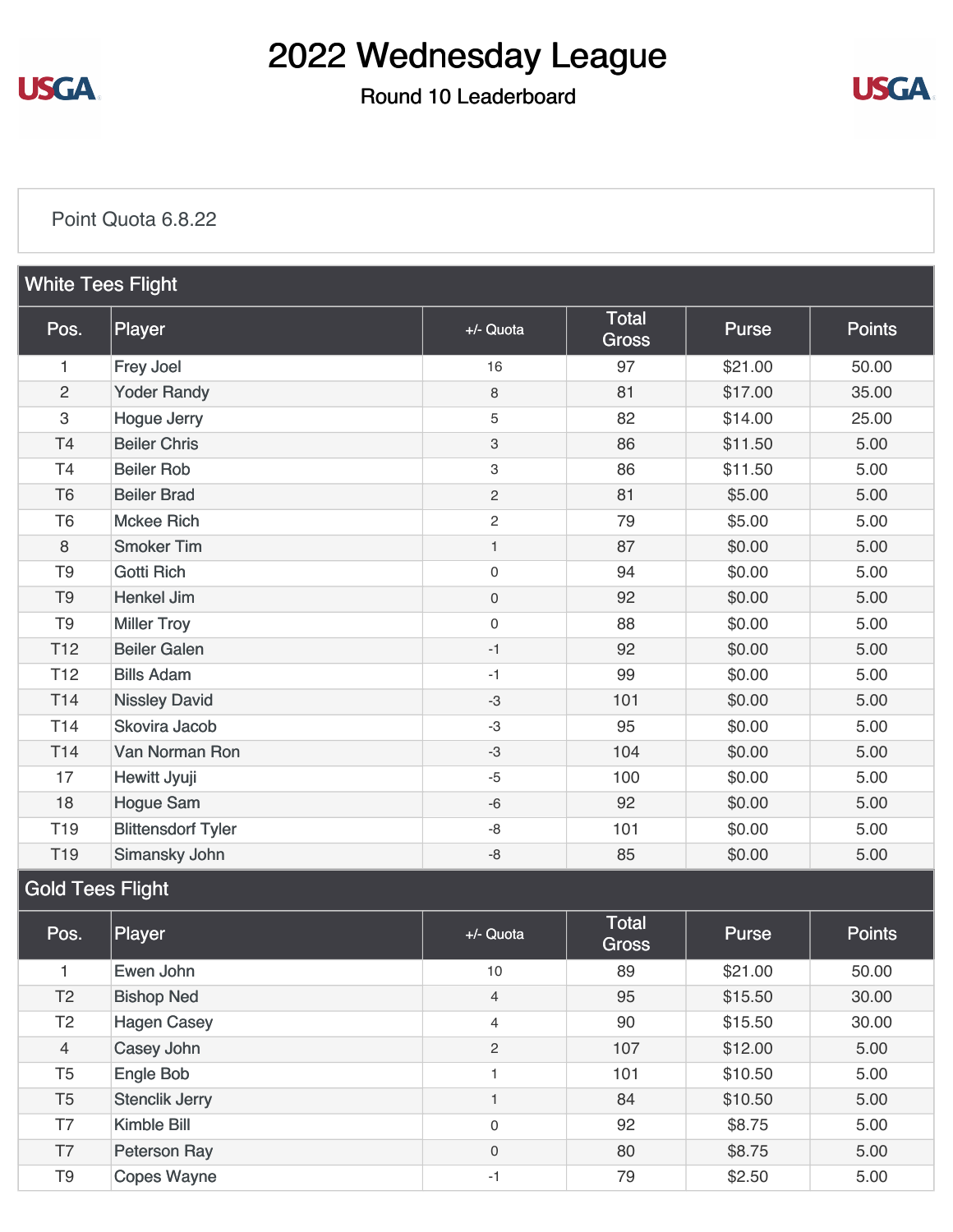# 2022 Wednesday League

## Round 10 Leaderboard

Point Quota 6.8.22

### White Tees Flight

| Pos. | Player | +/- Quota | Total Gross | Purse | Points |
|---|---|---|---|---|---|
| 1 | Frey Joel | 16 | 97 | $21.00 | 50.00 |
| 2 | Yoder Randy | 8 | 81 | $17.00 | 35.00 |
| 3 | Hogue Jerry | 5 | 82 | $14.00 | 25.00 |
| T4 | Beiler Chris | 3 | 86 | $11.50 | 5.00 |
| T4 | Beiler Rob | 3 | 86 | $11.50 | 5.00 |
| T6 | Beiler Brad | 2 | 81 | $5.00 | 5.00 |
| T6 | Mckee Rich | 2 | 79 | $5.00 | 5.00 |
| 8 | Smoker Tim | 1 | 87 | $0.00 | 5.00 |
| T9 | Gotti Rich | 0 | 94 | $0.00 | 5.00 |
| T9 | Henkel Jim | 0 | 92 | $0.00 | 5.00 |
| T9 | Miller Troy | 0 | 88 | $0.00 | 5.00 |
| T12 | Beiler Galen | -1 | 92 | $0.00 | 5.00 |
| T12 | Bills Adam | -1 | 99 | $0.00 | 5.00 |
| T14 | Nissley David | -3 | 101 | $0.00 | 5.00 |
| T14 | Skovira Jacob | -3 | 95 | $0.00 | 5.00 |
| T14 | Van Norman Ron | -3 | 104 | $0.00 | 5.00 |
| 17 | Hewitt Jyuji | -5 | 100 | $0.00 | 5.00 |
| 18 | Hogue Sam | -6 | 92 | $0.00 | 5.00 |
| T19 | Blittensdorf Tyler | -8 | 101 | $0.00 | 5.00 |
| T19 | Simansky John | -8 | 85 | $0.00 | 5.00 |

### Gold Tees Flight

| Pos. | Player | +/- Quota | Total Gross | Purse | Points |
|---|---|---|---|---|---|
| 1 | Ewen John | 10 | 89 | $21.00 | 50.00 |
| T2 | Bishop Ned | 4 | 95 | $15.50 | 30.00 |
| T2 | Hagen Casey | 4 | 90 | $15.50 | 30.00 |
| 4 | Casey John | 2 | 107 | $12.00 | 5.00 |
| T5 | Engle Bob | 1 | 101 | $10.50 | 5.00 |
| T5 | Stenclik Jerry | 1 | 84 | $10.50 | 5.00 |
| T7 | Kimble Bill | 0 | 92 | $8.75 | 5.00 |
| T7 | Peterson Ray | 0 | 80 | $8.75 | 5.00 |
| T9 | Copes Wayne | -1 | 79 | $2.50 | 5.00 |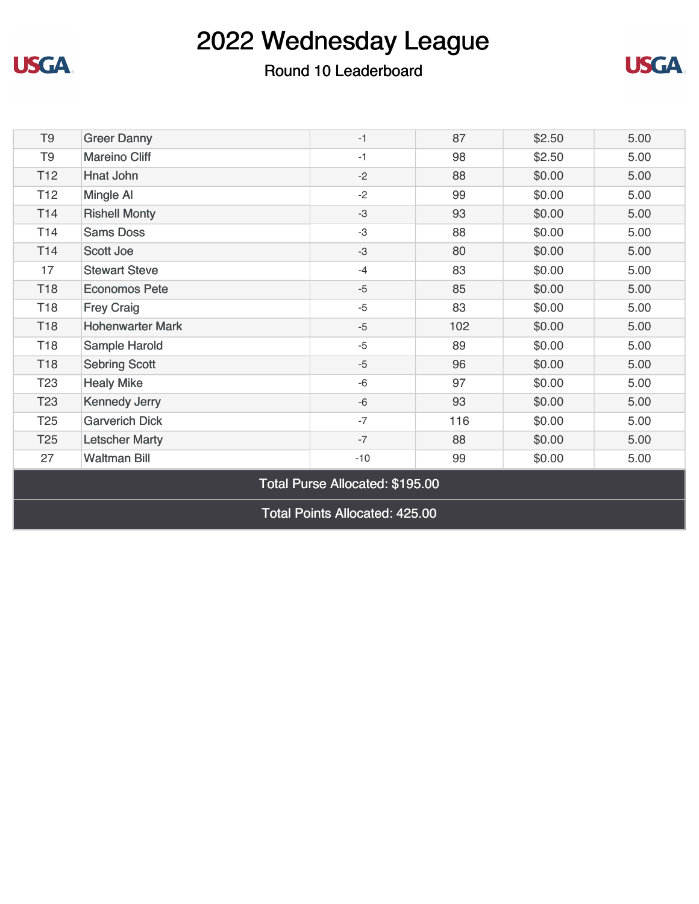# 2022 Wednesday League

## Round 10 Leaderboard

| | | | | | |
|---|---|---|---|---|---|
| T9 | Greer Danny | -1 | 87 | $2.50 | 5.00 |
| T9 | Mareino Cliff | -1 | 98 | $2.50 | 5.00 |
| T12 | Hnat John | -2 | 88 | $0.00 | 5.00 |
| T12 | Mingle Al | -2 | 99 | $0.00 | 5.00 |
| T14 | Rishell Monty | -3 | 93 | $0.00 | 5.00 |
| T14 | Sams Doss | -3 | 88 | $0.00 | 5.00 |
| T14 | Scott Joe | -3 | 80 | $0.00 | 5.00 |
| 17 | Stewart Steve | -4 | 83 | $0.00 | 5.00 |
| T18 | Economos Pete | -5 | 85 | $0.00 | 5.00 |
| T18 | Frey Craig | -5 | 83 | $0.00 | 5.00 |
| T18 | Hohenwarter Mark | -5 | 102 | $0.00 | 5.00 |
| T18 | Sample Harold | -5 | 89 | $0.00 | 5.00 |
| T18 | Sebring Scott | -5 | 96 | $0.00 | 5.00 |
| T23 | Healy Mike | -6 | 97 | $0.00 | 5.00 |
| T23 | Kennedy Jerry | -6 | 93 | $0.00 | 5.00 |
| T25 | Garverich Dick | -7 | 116 | $0.00 | 5.00 |
| T25 | Letscher Marty | -7 | 88 | $0.00 | 5.00 |
| 27 | Waltman Bill | -10 | 99 | $0.00 | 5.00 |

**Total Purse Allocated: $195.00**

**Total Points Allocated: 425.00**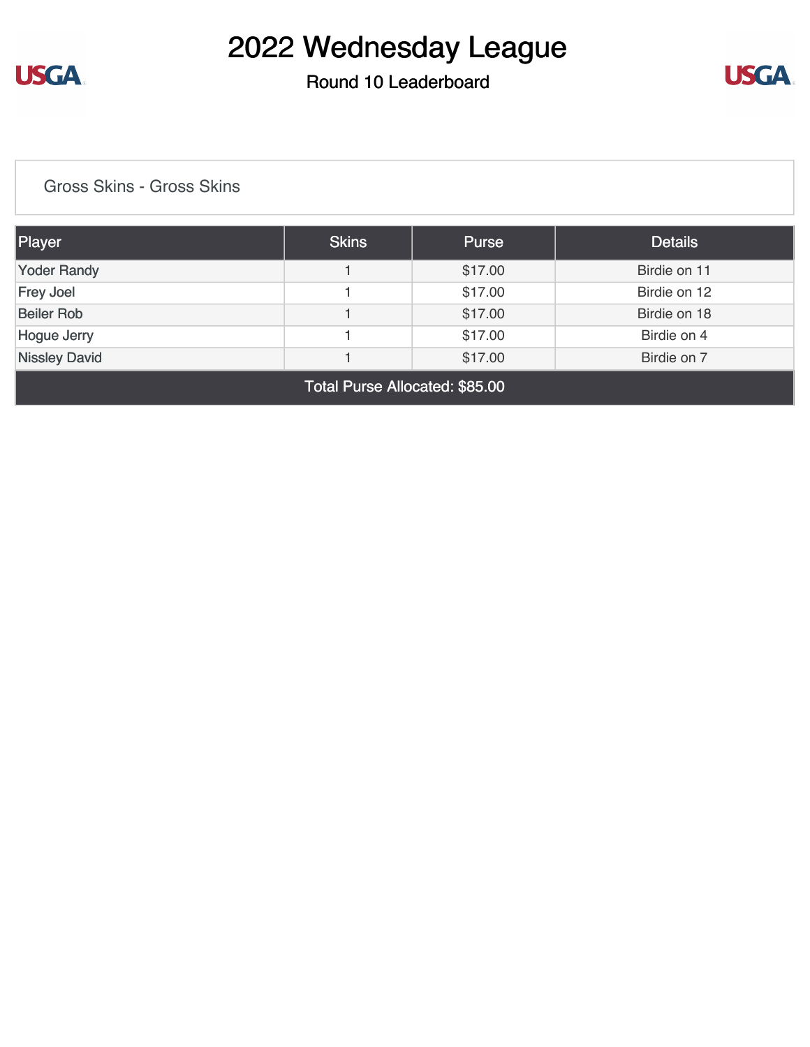# 2022 Wednesday League

## Round 10 Leaderboard

### Gross Skins - Gross Skins

| Player | Skins | Purse | Details |
| --- | --- | --- | --- |
| Yoder Randy | 1 | $17.00 | Birdie on 11 |
| Frey Joel | 1 | $17.00 | Birdie on 12 |
| Beiler Rob | 1 | $17.00 | Birdie on 18 |
| Hogue Jerry | 1 | $17.00 | Birdie on 4 |
| Nissley David | 1 | $17.00 | Birdie on 7 |
| Total Purse Allocated: $85.00 | | | |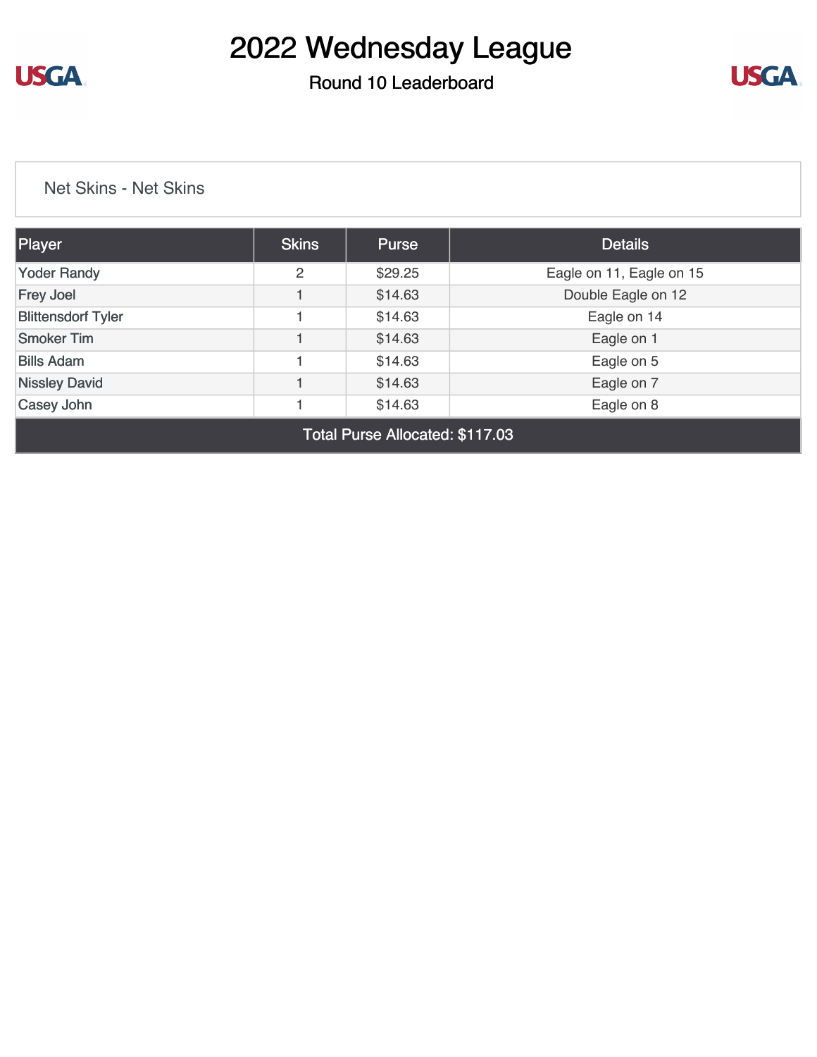# 2022 Wednesday League

## Round 10 Leaderboard

Net Skins - Net Skins

| Player | Skins | Purse | Details |
|---|---|---|---|
| Yoder Randy | 2 | $29.25 | Eagle on 11, Eagle on 15 |
| Frey Joel | 1 | $14.63 | Double Eagle on 12 |
| Blittensdorf Tyler | 1 | $14.63 | Eagle on 14 |
| Smoker Tim | 1 | $14.63 | Eagle on 1 |
| Bills Adam | 1 | $14.63 | Eagle on 5 |
| Nissley David | 1 | $14.63 | Eagle on 7 |
| Casey John | 1 | $14.63 | Eagle on 8 |
| Total Purse Allocated: $117.03 | | | |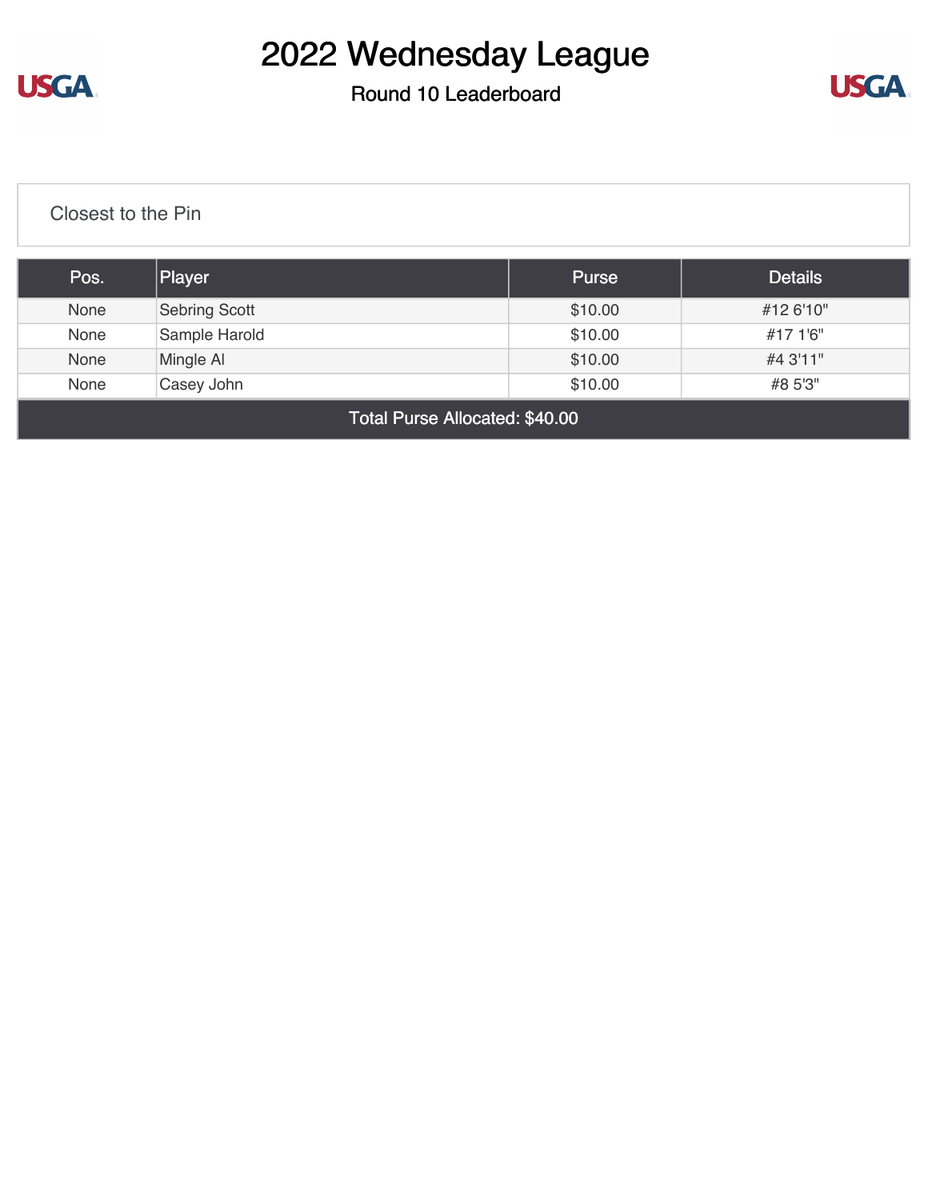# 2022 Wednesday League

Round 10 Leaderboard

Closest to the Pin

| Pos. | Player | Purse | Details |
|---|---|---|---|
| None | Sebring Scott | $10.00 | #12 6'10" |
| None | Sample Harold | $10.00 | #17 1'6" |
| None | Mingle Al | $10.00 | #4 3'11" |
| None | Casey John | $10.00 | #8 5'3" |
| Total Purse Allocated: $40.00 | | | |